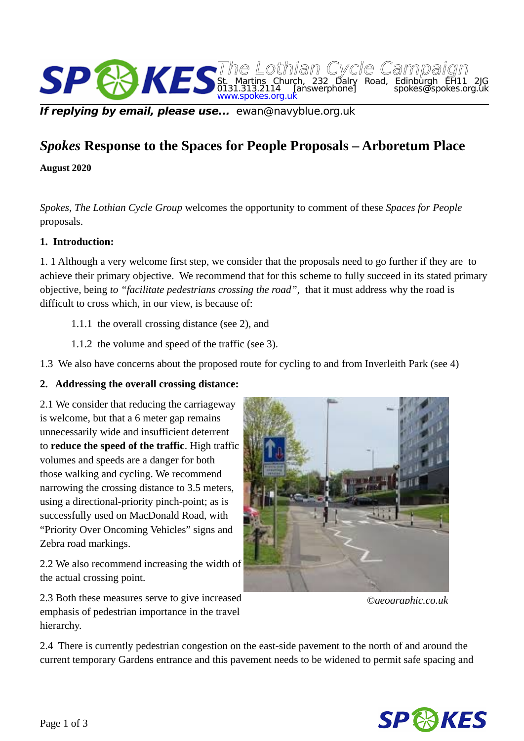SPOKES The Lothian Cycle Campaign
St. Martins Church, 232 Dalry Road, Edinburgh EH11 2JG
0131.313.2114 [answerphone] spokes@spokes.org.uk
www.spokes.org.uk

***If replying by email, please use...*** ewan@navyblue.org.uk

# *Spokes* Response to the Spaces for People Proposals – Arboretum Place

**August 2020**

*Spokes, The Lothian Cycle Group* welcomes the opportunity to comment of these *Spaces for People* proposals.

**1. Introduction:**

1. 1 Although a very welcome first step, we consider that the proposals need to go further if they are to achieve their primary objective. We recommend that for this scheme to fully succeed in its stated primary objective, being *to "facilitate pedestrians crossing the road"*, that it must address why the road is difficult to cross which, in our view, is because of:

1.1.1 the overall crossing distance (see 2), and

1.1.2 the volume and speed of the traffic (see 3).

1.3 We also have concerns about the proposed route for cycling to and from Inverleith Park (see 4)

**2. Addressing the overall crossing distance:**

2.1 We consider that reducing the carriageway is welcome, but that a 6 meter gap remains unnecessarily wide and insufficient deterrent to **reduce the speed of the traffic**. High traffic volumes and speeds are a danger for both those walking and cycling. We recommend narrowing the crossing distance to 3.5 meters, using a directional-priority pinch-point; as is successfully used on MacDonald Road, with "Priority Over Oncoming Vehicles" signs and Zebra road markings.

*©geograpic.co.uk*

2.2 We also recommend increasing the width of the actual crossing point.

2.3 Both these measures serve to give increased emphasis of pedestrian importance in the travel hierarchy.

2.4 There is currently pedestrian congestion on the east-side pavement to the north of and around the current temporary Gardens entrance and this pavement needs to be widened to permit safe spacing and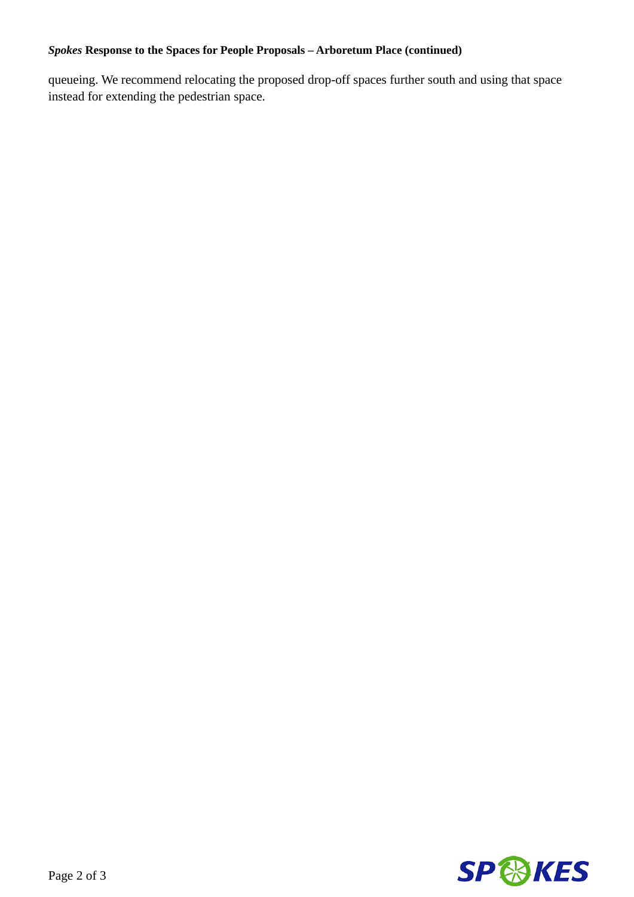queueing. We recommend relocating the proposed drop-off spaces further south and using that space instead for extending the pedestrian space.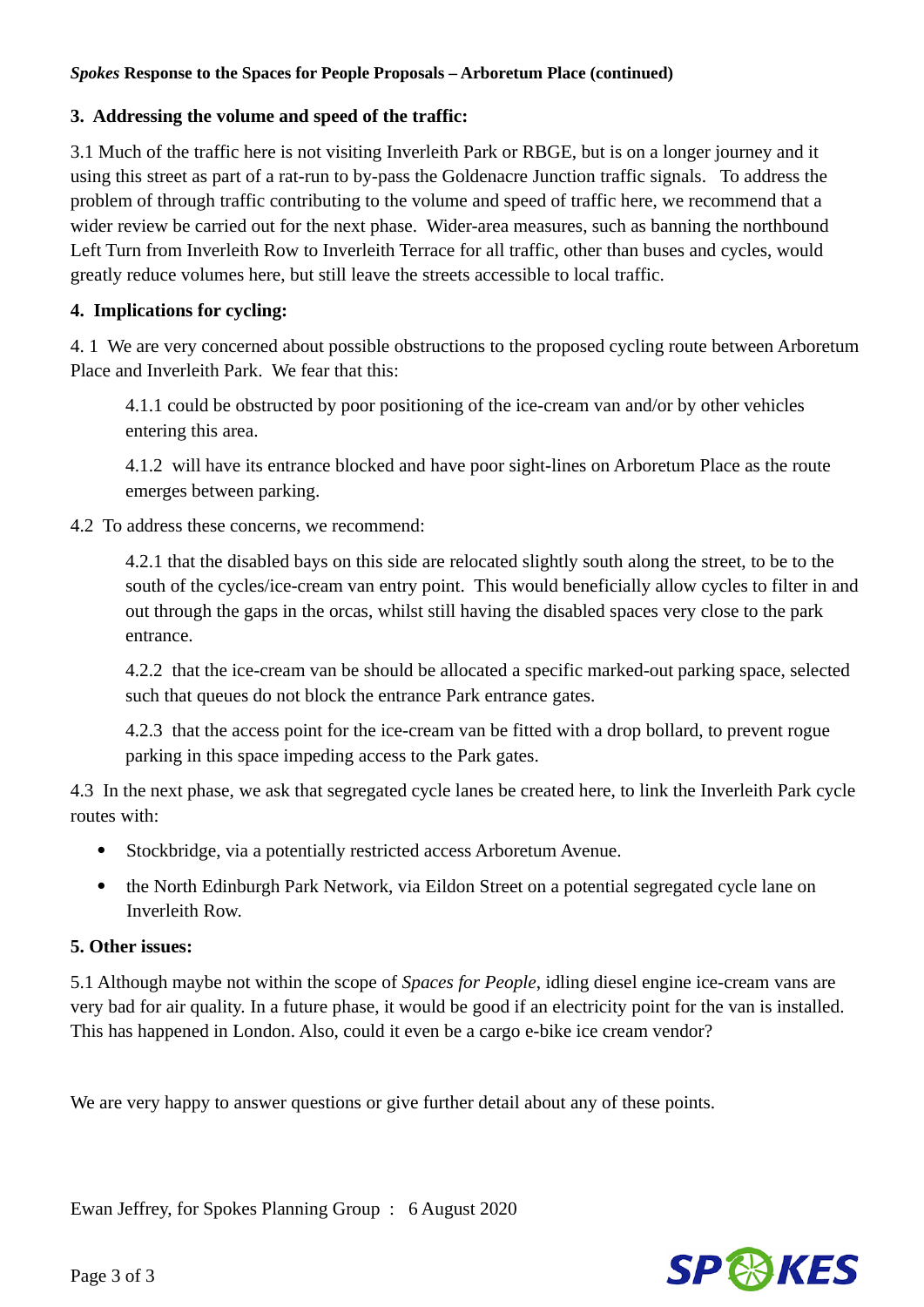### 3. Addressing the volume and speed of the traffic:

3.1 Much of the traffic here is not visiting Inverleith Park or RBGE, but is on a longer journey and it using this street as part of a rat-run to by-pass the Goldenacre Junction traffic signals. To address the problem of through traffic contributing to the volume and speed of traffic here, we recommend that a wider review be carried out for the next phase. Wider-area measures, such as banning the northbound Left Turn from Inverleith Row to Inverleith Terrace for all traffic, other than buses and cycles, would greatly reduce volumes here, but still leave the streets accessible to local traffic.

### 4. Implications for cycling:

4. 1 We are very concerned about possible obstructions to the proposed cycling route between Arboretum Place and Inverleith Park. We fear that this:

> 4.1.1 could be obstructed by poor positioning of the ice-cream van and/or by other vehicles entering this area.
>
> 4.1.2 will have its entrance blocked and have poor sight-lines on Arboretum Place as the route emerges between parking.

4.2 To address these concerns, we recommend:

> 4.2.1 that the disabled bays on this side are relocated slightly south along the street, to be to the south of the cycles/ice-cream van entry point. This would beneficially allow cycles to filter in and out through the gaps in the orcas, whilst still having the disabled spaces very close to the park entrance.
>
> 4.2.2 that the ice-cream van be should be allocated a specific marked-out parking space, selected such that queues do not block the entrance Park entrance gates.
>
> 4.2.3 that the access point for the ice-cream van be fitted with a drop bollard, to prevent rogue parking in this space impeding access to the Park gates.

4.3 In the next phase, we ask that segregated cycle lanes be created here, to link the Inverleith Park cycle routes with:

- Stockbridge, via a potentially restricted access Arboretum Avenue.
- the North Edinburgh Park Network, via Eildon Street on a potential segregated cycle lane on Inverleith Row.

### 5. Other issues:

5.1 Although maybe not within the scope of *Spaces for People*, idling diesel engine ice-cream vans are very bad for air quality. In a future phase, it would be good if an electricity point for the van is installed. This has happened in London. Also, could it even be a cargo e-bike ice cream vendor?

We are very happy to answer questions or give further detail about any of these points.

Ewan Jeffrey, for Spokes Planning Group : 6 August 2020